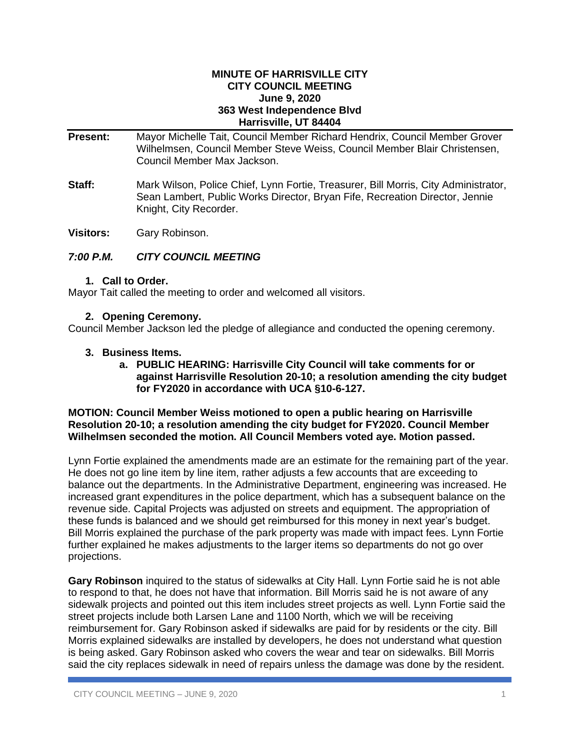# MINUTE OF HARRISVILLE CITY
## CITY COUNCIL MEETING
### June 9, 2020
### 363 West Independence Blvd
### Harrisville, UT 84404

**Present:** Mayor Michelle Tait, Council Member Richard Hendrix, Council Member Grover Wilhelmsen, Council Member Steve Weiss, Council Member Blair Christensen, Council Member Max Jackson.

**Staff:** Mark Wilson, Police Chief, Lynn Fortie, Treasurer, Bill Morris, City Administrator, Sean Lambert, Public Works Director, Bryan Fife, Recreation Director, Jennie Knight, City Recorder.

**Visitors:** Gary Robinson.

***7:00 P.M. CITY COUNCIL MEETING***

**1. Call to Order.**

Mayor Tait called the meeting to order and welcomed all visitors.

**2. Opening Ceremony.**

Council Member Jackson led the pledge of allegiance and conducted the opening ceremony.

**3. Business Items.**

**a. PUBLIC HEARING: Harrisville City Council will take comments for or against Harrisville Resolution 20-10; a resolution amending the city budget for FY2020 in accordance with UCA §10-6-127.**

**MOTION: Council Member Weiss motioned to open a public hearing on Harrisville Resolution 20-10; a resolution amending the city budget for FY2020. Council Member Wilhelmsen seconded the motion. All Council Members voted aye. Motion passed.**

Lynn Fortie explained the amendments made are an estimate for the remaining part of the year. He does not go line item by line item, rather adjusts a few accounts that are exceeding to balance out the departments. In the Administrative Department, engineering was increased. He increased grant expenditures in the police department, which has a subsequent balance on the revenue side. Capital Projects was adjusted on streets and equipment. The appropriation of these funds is balanced and we should get reimbursed for this money in next year's budget. Bill Morris explained the purchase of the park property was made with impact fees. Lynn Fortie further explained he makes adjustments to the larger items so departments do not go over projections.

**Gary Robinson** inquired to the status of sidewalks at City Hall. Lynn Fortie said he is not able to respond to that, he does not have that information. Bill Morris said he is not aware of any sidewalk projects and pointed out this item includes street projects as well. Lynn Fortie said the street projects include both Larsen Lane and 1100 North, which we will be receiving reimbursement for. Gary Robinson asked if sidewalks are paid for by residents or the city. Bill Morris explained sidewalks are installed by developers, he does not understand what question is being asked. Gary Robinson asked who covers the wear and tear on sidewalks. Bill Morris said the city replaces sidewalk in need of repairs unless the damage was done by the resident.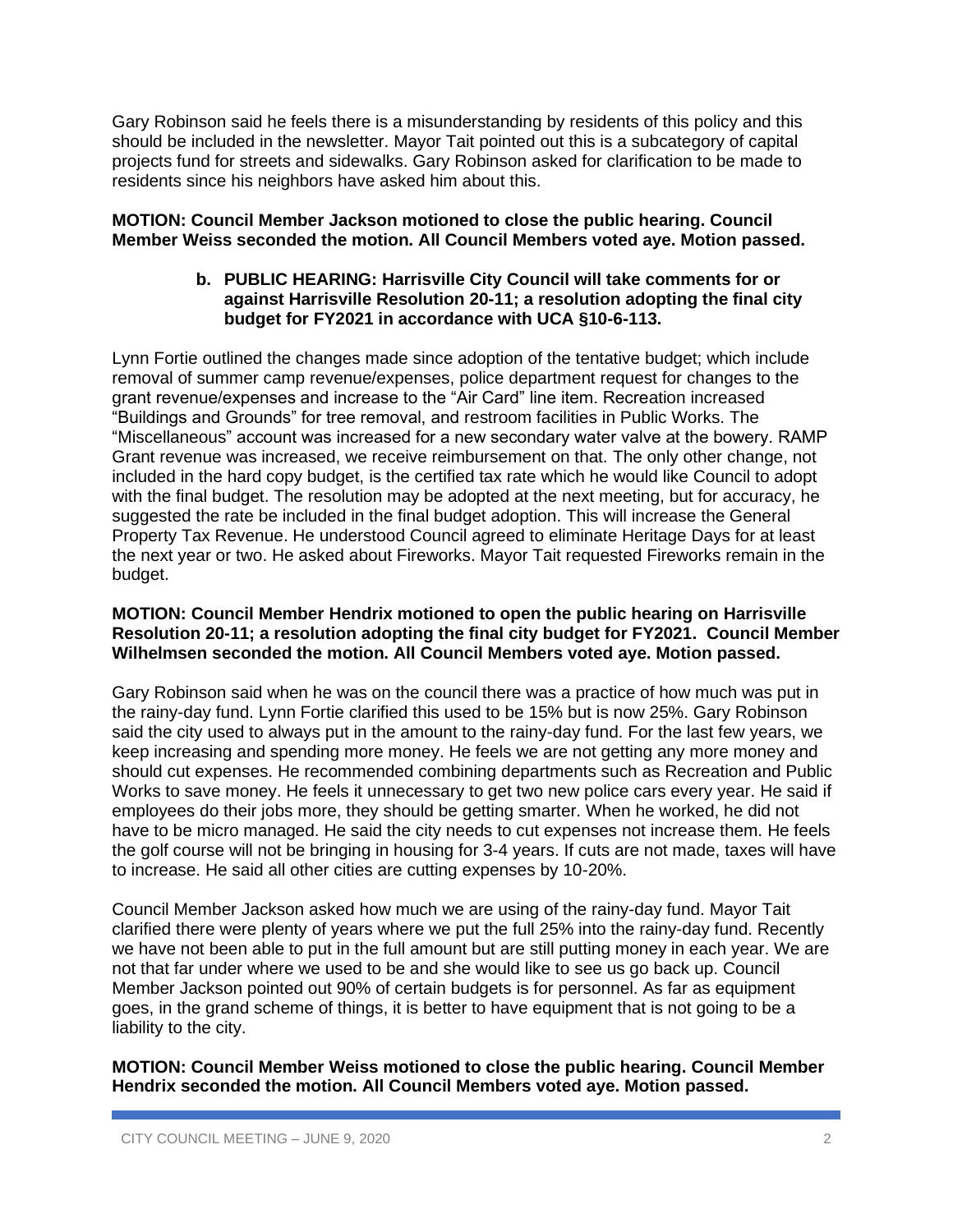Gary Robinson said he feels there is a misunderstanding by residents of this policy and this should be included in the newsletter. Mayor Tait pointed out this is a subcategory of capital projects fund for streets and sidewalks. Gary Robinson asked for clarification to be made to residents since his neighbors have asked him about this.

**MOTION: Council Member Jackson motioned to close the public hearing. Council Member Weiss seconded the motion. All Council Members voted aye. Motion passed.**

**b. PUBLIC HEARING: Harrisville City Council will take comments for or against Harrisville Resolution 20-11; a resolution adopting the final city budget for FY2021 in accordance with UCA §10-6-113.**

Lynn Fortie outlined the changes made since adoption of the tentative budget; which include removal of summer camp revenue/expenses, police department request for changes to the grant revenue/expenses and increase to the "Air Card" line item. Recreation increased "Buildings and Grounds" for tree removal, and restroom facilities in Public Works. The "Miscellaneous" account was increased for a new secondary water valve at the bowery. RAMP Grant revenue was increased, we receive reimbursement on that. The only other change, not included in the hard copy budget, is the certified tax rate which he would like Council to adopt with the final budget. The resolution may be adopted at the next meeting, but for accuracy, he suggested the rate be included in the final budget adoption. This will increase the General Property Tax Revenue. He understood Council agreed to eliminate Heritage Days for at least the next year or two. He asked about Fireworks. Mayor Tait requested Fireworks remain in the budget.

**MOTION: Council Member Hendrix motioned to open the public hearing on Harrisville Resolution 20-11; a resolution adopting the final city budget for FY2021. Council Member Wilhelmsen seconded the motion. All Council Members voted aye. Motion passed.**

Gary Robinson said when he was on the council there was a practice of how much was put in the rainy-day fund. Lynn Fortie clarified this used to be 15% but is now 25%. Gary Robinson said the city used to always put in the amount to the rainy-day fund. For the last few years, we keep increasing and spending more money. He feels we are not getting any more money and should cut expenses. He recommended combining departments such as Recreation and Public Works to save money. He feels it unnecessary to get two new police cars every year. He said if employees do their jobs more, they should be getting smarter. When he worked, he did not have to be micro managed. He said the city needs to cut expenses not increase them. He feels the golf course will not be bringing in housing for 3-4 years. If cuts are not made, taxes will have to increase. He said all other cities are cutting expenses by 10-20%.

Council Member Jackson asked how much we are using of the rainy-day fund. Mayor Tait clarified there were plenty of years where we put the full 25% into the rainy-day fund. Recently we have not been able to put in the full amount but are still putting money in each year. We are not that far under where we used to be and she would like to see us go back up. Council Member Jackson pointed out 90% of certain budgets is for personnel. As far as equipment goes, in the grand scheme of things, it is better to have equipment that is not going to be a liability to the city.

**MOTION: Council Member Weiss motioned to close the public hearing. Council Member Hendrix seconded the motion. All Council Members voted aye. Motion passed.**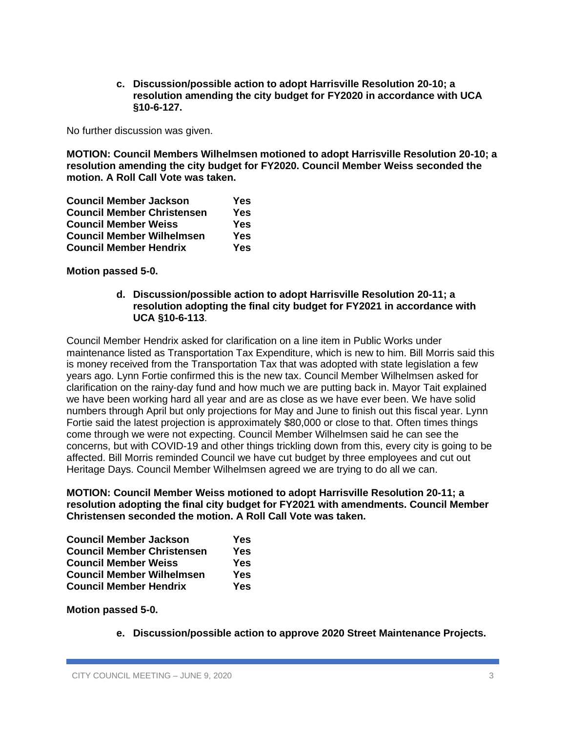**c. Discussion/possible action to adopt Harrisville Resolution 20-10; a resolution amending the city budget for FY2020 in accordance with UCA §10-6-127.**

No further discussion was given.

**MOTION: Council Members Wilhelmsen motioned to adopt Harrisville Resolution 20-10; a resolution amending the city budget for FY2020. Council Member Weiss seconded the motion. A Roll Call Vote was taken.**

| | |
|---|---|
| **Council Member Jackson** | **Yes** |
| **Council Member Christensen** | **Yes** |
| **Council Member Weiss** | **Yes** |
| **Council Member Wilhelmsen** | **Yes** |
| **Council Member Hendrix** | **Yes** |

**Motion passed 5-0.**

**d. Discussion/possible action to adopt Harrisville Resolution 20-11; a resolution adopting the final city budget for FY2021 in accordance with UCA §10-6-113.**

Council Member Hendrix asked for clarification on a line item in Public Works under maintenance listed as Transportation Tax Expenditure, which is new to him. Bill Morris said this is money received from the Transportation Tax that was adopted with state legislation a few years ago. Lynn Fortie confirmed this is the new tax. Council Member Wilhelmsen asked for clarification on the rainy-day fund and how much we are putting back in. Mayor Tait explained we have been working hard all year and are as close as we have ever been. We have solid numbers through April but only projections for May and June to finish out this fiscal year. Lynn Fortie said the latest projection is approximately $80,000 or close to that. Often times things come through we were not expecting. Council Member Wilhelmsen said he can see the concerns, but with COVID-19 and other things trickling down from this, every city is going to be affected. Bill Morris reminded Council we have cut budget by three employees and cut out Heritage Days. Council Member Wilhelmsen agreed we are trying to do all we can.

**MOTION: Council Member Weiss motioned to adopt Harrisville Resolution 20-11; a resolution adopting the final city budget for FY2021 with amendments. Council Member Christensen seconded the motion. A Roll Call Vote was taken.**

| | |
|---|---|
| **Council Member Jackson** | **Yes** |
| **Council Member Christensen** | **Yes** |
| **Council Member Weiss** | **Yes** |
| **Council Member Wilhelmsen** | **Yes** |
| **Council Member Hendrix** | **Yes** |

**Motion passed 5-0.**

**e. Discussion/possible action to approve 2020 Street Maintenance Projects.**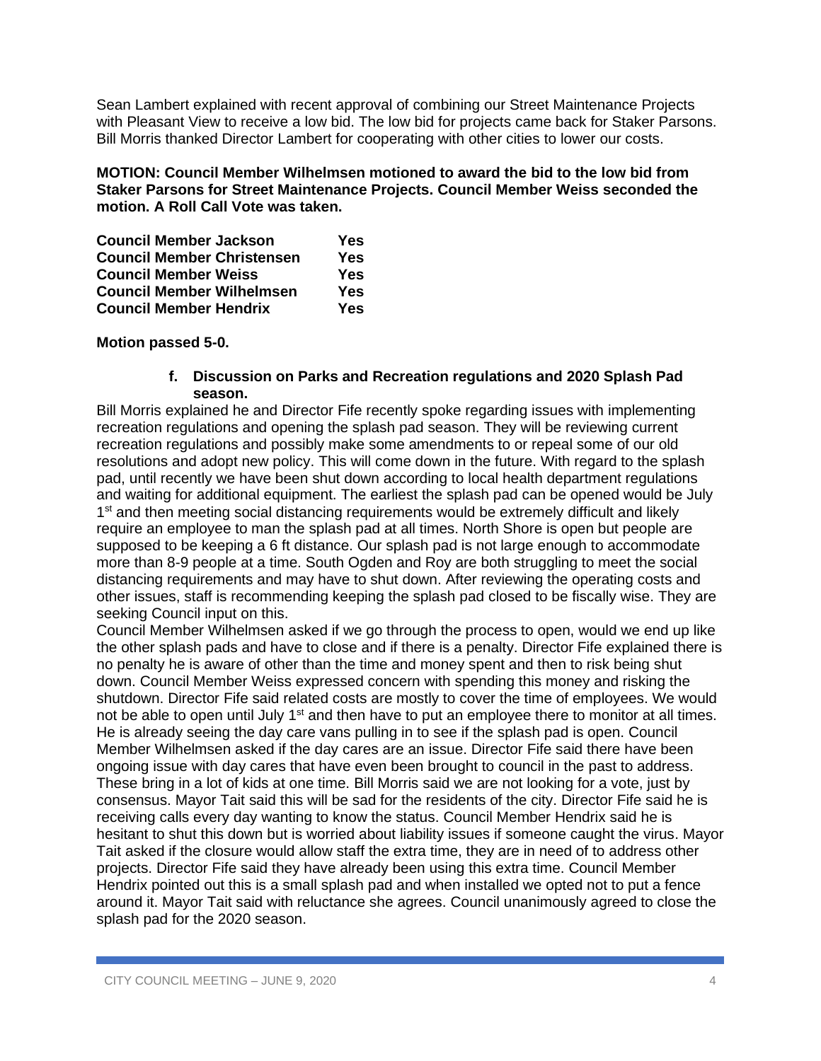Sean Lambert explained with recent approval of combining our Street Maintenance Projects with Pleasant View to receive a low bid. The low bid for projects came back for Staker Parsons. Bill Morris thanked Director Lambert for cooperating with other cities to lower our costs.

**MOTION: Council Member Wilhelmsen motioned to award the bid to the low bid from Staker Parsons for Street Maintenance Projects. Council Member Weiss seconded the motion. A Roll Call Vote was taken.**

| | |
|---|---|
| **Council Member Jackson** | **Yes** |
| **Council Member Christensen** | **Yes** |
| **Council Member Weiss** | **Yes** |
| **Council Member Wilhelmsen** | **Yes** |
| **Council Member Hendrix** | **Yes** |

**Motion passed 5-0.**

**f. Discussion on Parks and Recreation regulations and 2020 Splash Pad season.**

Bill Morris explained he and Director Fife recently spoke regarding issues with implementing recreation regulations and opening the splash pad season. They will be reviewing current recreation regulations and possibly make some amendments to or repeal some of our old resolutions and adopt new policy. This will come down in the future. With regard to the splash pad, until recently we have been shut down according to local health department regulations and waiting for additional equipment. The earliest the splash pad can be opened would be July 1st and then meeting social distancing requirements would be extremely difficult and likely require an employee to man the splash pad at all times. North Shore is open but people are supposed to be keeping a 6 ft distance. Our splash pad is not large enough to accommodate more than 8-9 people at a time. South Ogden and Roy are both struggling to meet the social distancing requirements and may have to shut down. After reviewing the operating costs and other issues, staff is recommending keeping the splash pad closed to be fiscally wise. They are seeking Council input on this.

Council Member Wilhelmsen asked if we go through the process to open, would we end up like the other splash pads and have to close and if there is a penalty. Director Fife explained there is no penalty he is aware of other than the time and money spent and then to risk being shut down. Council Member Weiss expressed concern with spending this money and risking the shutdown. Director Fife said related costs are mostly to cover the time of employees. We would not be able to open until July 1st and then have to put an employee there to monitor at all times. He is already seeing the day care vans pulling in to see if the splash pad is open. Council Member Wilhelmsen asked if the day cares are an issue. Director Fife said there have been ongoing issue with day cares that have even been brought to council in the past to address. These bring in a lot of kids at one time. Bill Morris said we are not looking for a vote, just by consensus. Mayor Tait said this will be sad for the residents of the city. Director Fife said he is receiving calls every day wanting to know the status. Council Member Hendrix said he is hesitant to shut this down but is worried about liability issues if someone caught the virus. Mayor Tait asked if the closure would allow staff the extra time, they are in need of to address other projects. Director Fife said they have already been using this extra time. Council Member Hendrix pointed out this is a small splash pad and when installed we opted not to put a fence around it. Mayor Tait said with reluctance she agrees. Council unanimously agreed to close the splash pad for the 2020 season.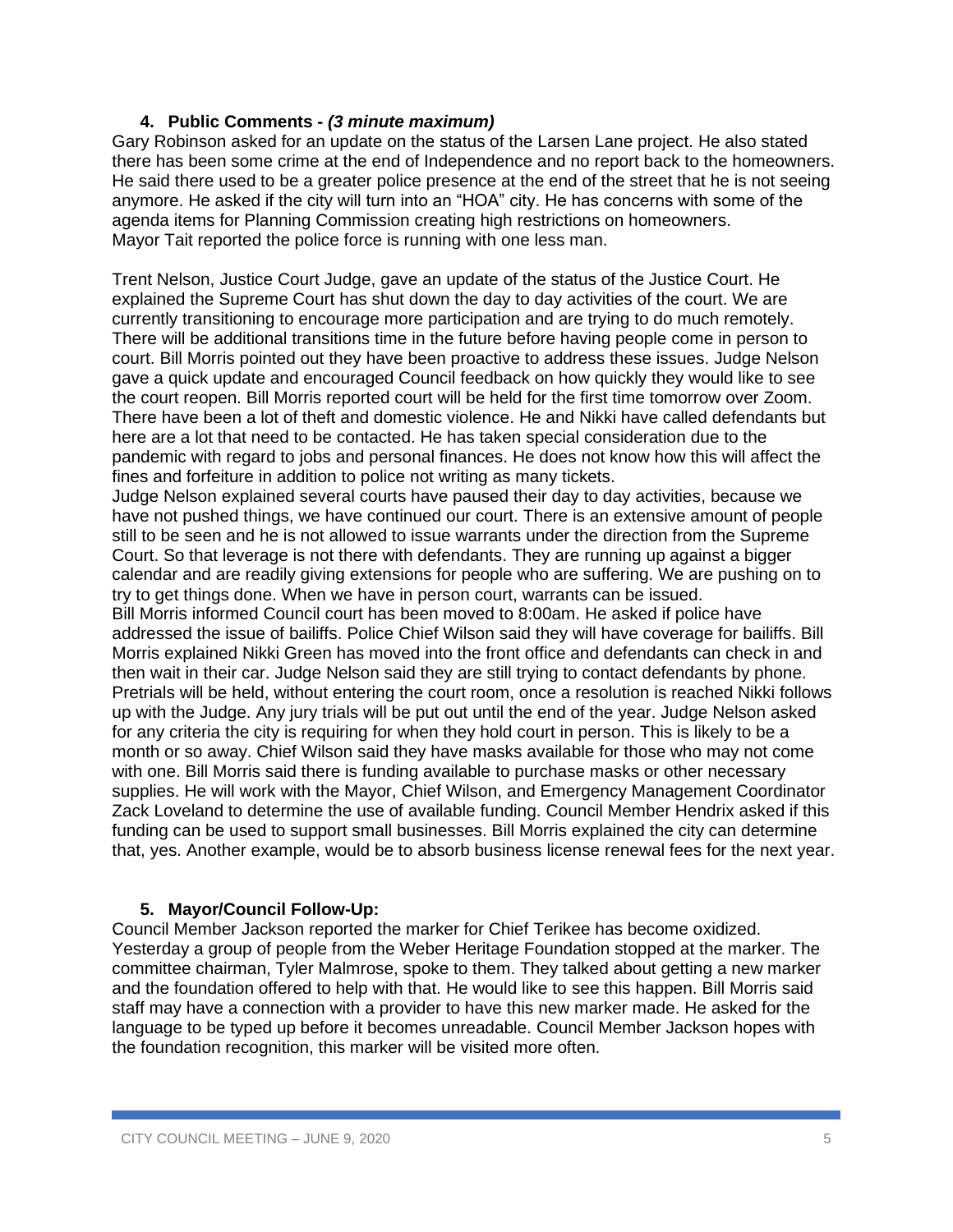## 4. Public Comments - *(3 minute maximum)*

Gary Robinson asked for an update on the status of the Larsen Lane project. He also stated there has been some crime at the end of Independence and no report back to the homeowners. He said there used to be a greater police presence at the end of the street that he is not seeing anymore. He asked if the city will turn into an "HOA" city. He has concerns with some of the agenda items for Planning Commission creating high restrictions on homeowners.
Mayor Tait reported the police force is running with one less man.

Trent Nelson, Justice Court Judge, gave an update of the status of the Justice Court. He explained the Supreme Court has shut down the day to day activities of the court. We are currently transitioning to encourage more participation and are trying to do much remotely. There will be additional transitions time in the future before having people come in person to court. Bill Morris pointed out they have been proactive to address these issues. Judge Nelson gave a quick update and encouraged Council feedback on how quickly they would like to see the court reopen. Bill Morris reported court will be held for the first time tomorrow over Zoom. There have been a lot of theft and domestic violence. He and Nikki have called defendants but here are a lot that need to be contacted. He has taken special consideration due to the pandemic with regard to jobs and personal finances. He does not know how this will affect the fines and forfeiture in addition to police not writing as many tickets.
Judge Nelson explained several courts have paused their day to day activities, because we have not pushed things, we have continued our court. There is an extensive amount of people still to be seen and he is not allowed to issue warrants under the direction from the Supreme Court. So that leverage is not there with defendants. They are running up against a bigger calendar and are readily giving extensions for people who are suffering. We are pushing on to try to get things done. When we have in person court, warrants can be issued.
Bill Morris informed Council court has been moved to 8:00am. He asked if police have addressed the issue of bailiffs. Police Chief Wilson said they will have coverage for bailiffs. Bill Morris explained Nikki Green has moved into the front office and defendants can check in and then wait in their car. Judge Nelson said they are still trying to contact defendants by phone. Pretrials will be held, without entering the court room, once a resolution is reached Nikki follows up with the Judge. Any jury trials will be put out until the end of the year. Judge Nelson asked for any criteria the city is requiring for when they hold court in person. This is likely to be a month or so away. Chief Wilson said they have masks available for those who may not come with one. Bill Morris said there is funding available to purchase masks or other necessary supplies. He will work with the Mayor, Chief Wilson, and Emergency Management Coordinator Zack Loveland to determine the use of available funding. Council Member Hendrix asked if this funding can be used to support small businesses. Bill Morris explained the city can determine that, yes. Another example, would be to absorb business license renewal fees for the next year.

## 5. Mayor/Council Follow-Up:

Council Member Jackson reported the marker for Chief Terikee has become oxidized. Yesterday a group of people from the Weber Heritage Foundation stopped at the marker. The committee chairman, Tyler Malmrose, spoke to them. They talked about getting a new marker and the foundation offered to help with that. He would like to see this happen. Bill Morris said staff may have a connection with a provider to have this new marker made. He asked for the language to be typed up before it becomes unreadable. Council Member Jackson hopes with the foundation recognition, this marker will be visited more often.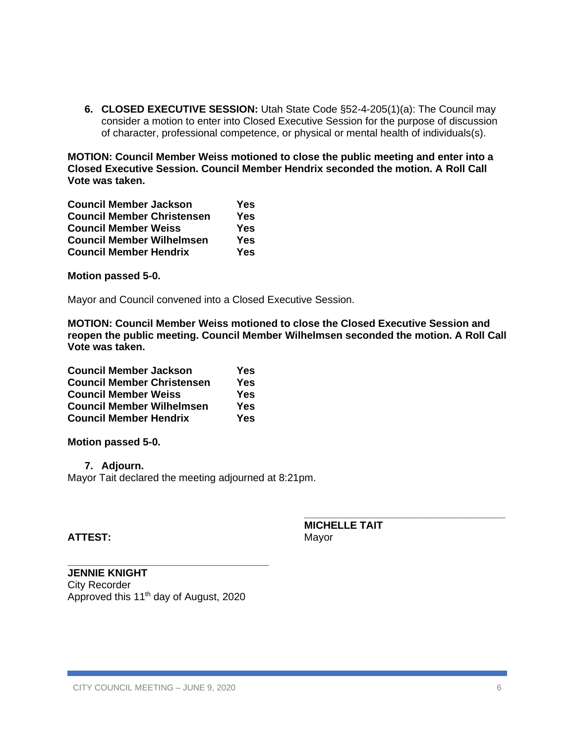6. **CLOSED EXECUTIVE SESSION:** Utah State Code §52-4-205(1)(a): The Council may consider a motion to enter into Closed Executive Session for the purpose of discussion of character, professional competence, or physical or mental health of individuals(s).

**MOTION: Council Member Weiss motioned to close the public meeting and enter into a Closed Executive Session. Council Member Hendrix seconded the motion. A Roll Call Vote was taken.**

| | |
|---|---|
| **Council Member Jackson** | **Yes** |
| **Council Member Christensen** | **Yes** |
| **Council Member Weiss** | **Yes** |
| **Council Member Wilhelmsen** | **Yes** |
| **Council Member Hendrix** | **Yes** |

**Motion passed 5-0.**

Mayor and Council convened into a Closed Executive Session.

**MOTION: Council Member Weiss motioned to close the Closed Executive Session and reopen the public meeting. Council Member Wilhelmsen seconded the motion. A Roll Call Vote was taken.**

| | |
|---|---|
| **Council Member Jackson** | **Yes** |
| **Council Member Christensen** | **Yes** |
| **Council Member Weiss** | **Yes** |
| **Council Member Wilhelmsen** | **Yes** |
| **Council Member Hendrix** | **Yes** |

**Motion passed 5-0.**

7. **Adjourn.**

Mayor Tait declared the meeting adjourned at 8:21pm.

\_\_\_\_\_\_\_\_\_\_\_\_\_\_\_\_\_\_\_\_\_\_\_\_\_\_\_\_\_\_\_\_\_\_\_\_

**MICHELLE TAIT**
Mayor

**ATTEST:**

\_\_\_\_\_\_\_\_\_\_\_\_\_\_\_\_\_\_\_\_\_\_\_\_\_\_\_\_\_\_\_\_\_\_\_\_

**JENNIE KNIGHT**
City Recorder
Approved this 11th day of August, 2020